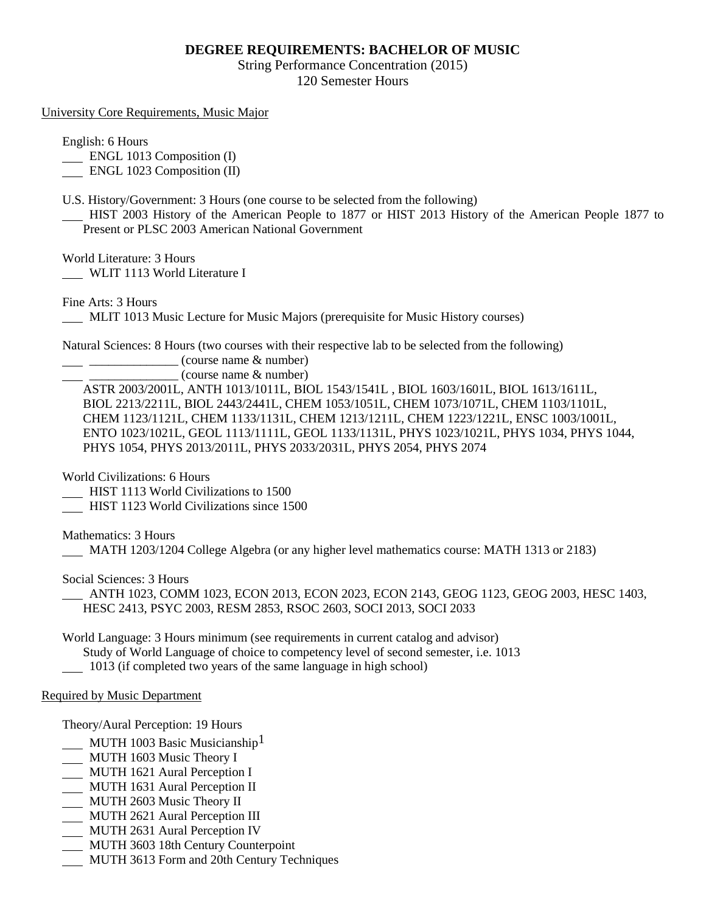# DEGREE REQUIREMENTS: BACHELOR OF MUSIC

String Performance Concentration (2015)

120 Semester Hours

University Core Requirements, Music Major

English: 6 Hours

___ ENGL 1013 Composition (I)

___ ENGL 1023 Composition (II)

U.S. History/Government: 3 Hours (one course to be selected from the following)

___ HIST 2003 History of the American People to 1877 or HIST 2013 History of the American People 1877 to Present or PLSC 2003 American National Government

World Literature: 3 Hours

___ WLIT 1113 World Literature I

Fine Arts: 3 Hours

___ MLIT 1013 Music Lecture for Music Majors (prerequisite for Music History courses)

Natural Sciences: 8 Hours (two courses with their respective lab to be selected from the following)

___ ______________ (course name & number)

___ ______________ (course name & number)

ASTR 2003/2001L, ANTH 1013/1011L, BIOL 1543/1541L , BIOL 1603/1601L, BIOL 1613/1611L, BIOL 2213/2211L, BIOL 2443/2441L, CHEM 1053/1051L, CHEM 1073/1071L, CHEM 1103/1101L, CHEM 1123/1121L, CHEM 1133/1131L, CHEM 1213/1211L, CHEM 1223/1221L, ENSC 1003/1001L, ENTO 1023/1021L, GEOL 1113/1111L, GEOL 1133/1131L, PHYS 1023/1021L, PHYS 1034, PHYS 1044, PHYS 1054, PHYS 2013/2011L, PHYS 2033/2031L, PHYS 2054, PHYS 2074

World Civilizations: 6 Hours

___ HIST 1113 World Civilizations to 1500

___ HIST 1123 World Civilizations since 1500

Mathematics: 3 Hours

___ MATH 1203/1204 College Algebra (or any higher level mathematics course: MATH 1313 or 2183)

Social Sciences: 3 Hours

___ ANTH 1023, COMM 1023, ECON 2013, ECON 2023, ECON 2143, GEOG 1123, GEOG 2003, HESC 1403, HESC 2413, PSYC 2003, RESM 2853, RSOC 2603, SOCI 2013, SOCI 2033

World Language: 3 Hours minimum (see requirements in current catalog and advisor)

Study of World Language of choice to competency level of second semester, i.e. 1013

___ 1013 (if completed two years of the same language in high school)

Required by Music Department

Theory/Aural Perception: 19 Hours

___ MUTH 1003 Basic Musicianship[1]

___ MUTH 1603 Music Theory I

___ MUTH 1621 Aural Perception I

___ MUTH 1631 Aural Perception II

___ MUTH 2603 Music Theory II

___ MUTH 2621 Aural Perception III

___ MUTH 2631 Aural Perception IV

___ MUTH 3603 18th Century Counterpoint

___ MUTH 3613 Form and 20th Century Techniques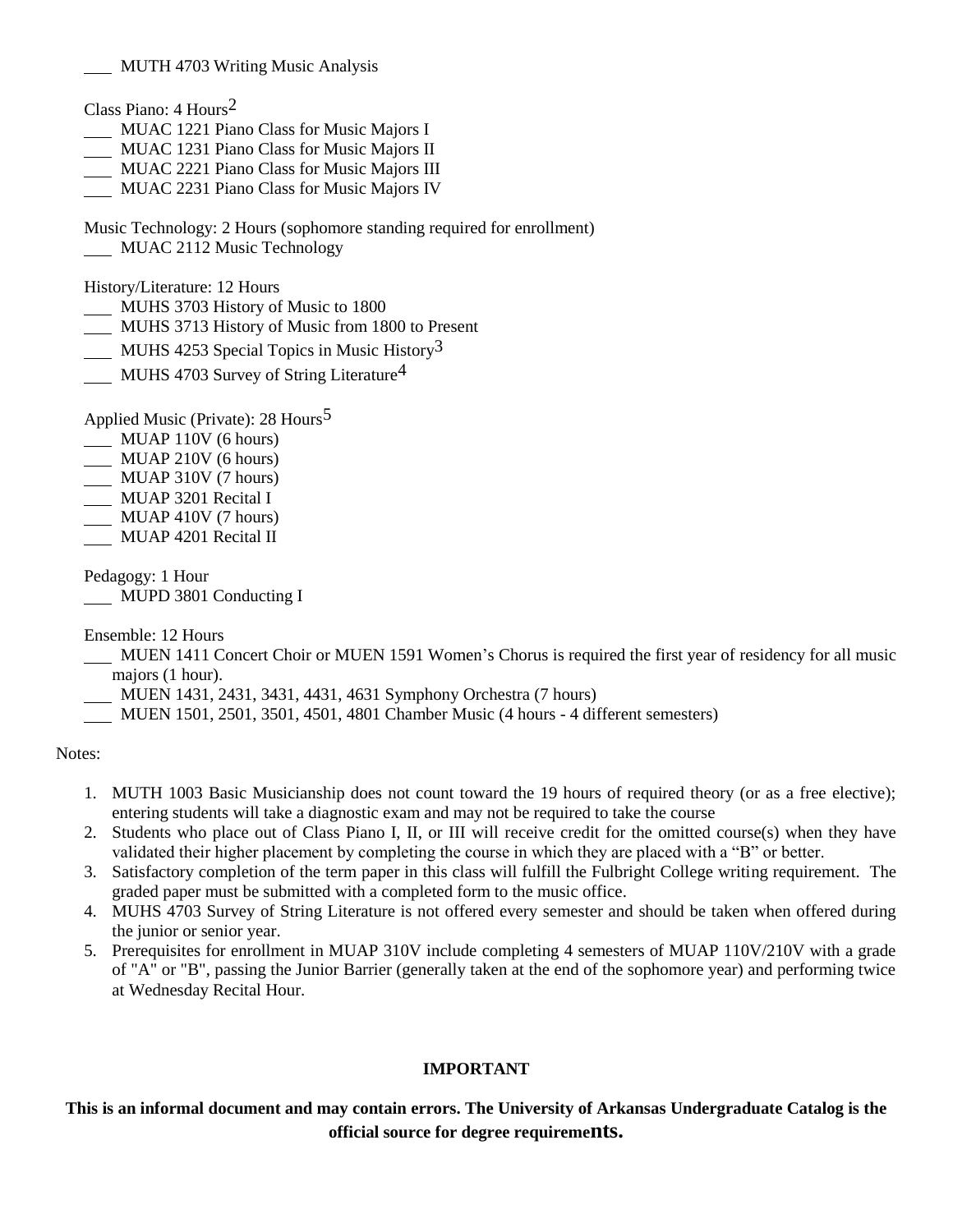___ MUTH 4703 Writing Music Analysis

Class Piano: 4 Hours[2]

___ MUAC 1221 Piano Class for Music Majors I
___ MUAC 1231 Piano Class for Music Majors II
___ MUAC 2221 Piano Class for Music Majors III
___ MUAC 2231 Piano Class for Music Majors IV

Music Technology: 2 Hours (sophomore standing required for enrollment)

___ MUAC 2112 Music Technology

History/Literature: 12 Hours

___ MUHS 3703 History of Music to 1800
___ MUHS 3713 History of Music from 1800 to Present
___ MUHS 4253 Special Topics in Music History[3]
___ MUHS 4703 Survey of String Literature[4]

Applied Music (Private): 28 Hours[5]

___ MUAP 110V (6 hours)
___ MUAP 210V (6 hours)
___ MUAP 310V (7 hours)
___ MUAP 3201 Recital I
___ MUAP 410V (7 hours)
___ MUAP 4201 Recital II

Pedagogy: 1 Hour

___ MUPD 3801 Conducting I

Ensemble: 12 Hours

___ MUEN 1411 Concert Choir or MUEN 1591 Women's Chorus is required the first year of residency for all music majors (1 hour).
___ MUEN 1431, 2431, 3431, 4431, 4631 Symphony Orchestra (7 hours)
___ MUEN 1501, 2501, 3501, 4501, 4801 Chamber Music (4 hours - 4 different semesters)

Notes:

1. MUTH 1003 Basic Musicianship does not count toward the 19 hours of required theory (or as a free elective); entering students will take a diagnostic exam and may not be required to take the course
2. Students who place out of Class Piano I, II, or III will receive credit for the omitted course(s) when they have validated their higher placement by completing the course in which they are placed with a "B" or better.
3. Satisfactory completion of the term paper in this class will fulfill the Fulbright College writing requirement. The graded paper must be submitted with a completed form to the music office.
4. MUHS 4703 Survey of String Literature is not offered every semester and should be taken when offered during the junior or senior year.
5. Prerequisites for enrollment in MUAP 310V include completing 4 semesters of MUAP 110V/210V with a grade of "A" or "B", passing the Junior Barrier (generally taken at the end of the sophomore year) and performing twice at Wednesday Recital Hour.

**IMPORTANT**

**This is an informal document and may contain errors. The University of Arkansas Undergraduate Catalog is the official source for degree requirements.**